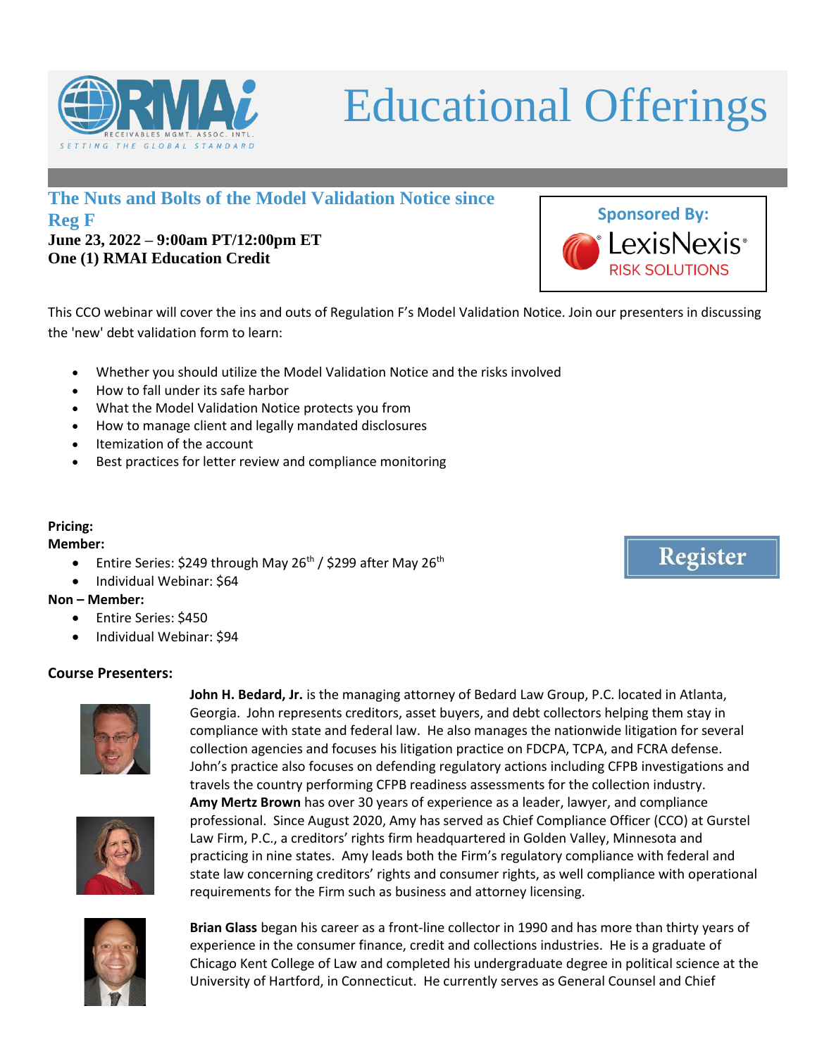RMAi RECEIVABLES MGMT. ASSOC. INTL. SETTING THE GLOBAL STANDARD

# Educational Offerings

## The Nuts and Bolts of the Model Validation Notice since Reg F

**June 23, 2022 – 9:00am PT/12:00pm ET**
**One (1) RMAI Education Credit**

**Sponsored By:** LexisNexis® RISK SOLUTIONS

This CCO webinar will cover the ins and outs of Regulation F's Model Validation Notice. Join our presenters in discussing the 'new' debt validation form to learn:

- Whether you should utilize the Model Validation Notice and the risks involved
- How to fall under its safe harbor
- What the Model Validation Notice protects you from
- How to manage client and legally mandated disclosures
- Itemization of the account
- Best practices for letter review and compliance monitoring

**Pricing:**

**Member:**

- Entire Series: $249 through May 26th / $299 after May 26th
- Individual Webinar: $64

**Non – Member:**

- Entire Series: $450
- Individual Webinar: $94

Register

**Course Presenters:**

**John H. Bedard, Jr.** is the managing attorney of Bedard Law Group, P.C. located in Atlanta, Georgia. John represents creditors, asset buyers, and debt collectors helping them stay in compliance with state and federal law. He also manages the nationwide litigation for several collection agencies and focuses his litigation practice on FDCPA, TCPA, and FCRA defense. John's practice also focuses on defending regulatory actions including CFPB investigations and travels the country performing CFPB readiness assessments for the collection industry.

**Amy Mertz Brown** has over 30 years of experience as a leader, lawyer, and compliance professional. Since August 2020, Amy has served as Chief Compliance Officer (CCO) at Gurstel Law Firm, P.C., a creditors' rights firm headquartered in Golden Valley, Minnesota and practicing in nine states. Amy leads both the Firm's regulatory compliance with federal and state law concerning creditors' rights and consumer rights, as well compliance with operational requirements for the Firm such as business and attorney licensing.

**Brian Glass** began his career as a front-line collector in 1990 and has more than thirty years of experience in the consumer finance, credit and collections industries. He is a graduate of Chicago Kent College of Law and completed his undergraduate degree in political science at the University of Hartford, in Connecticut. He currently serves as General Counsel and Chief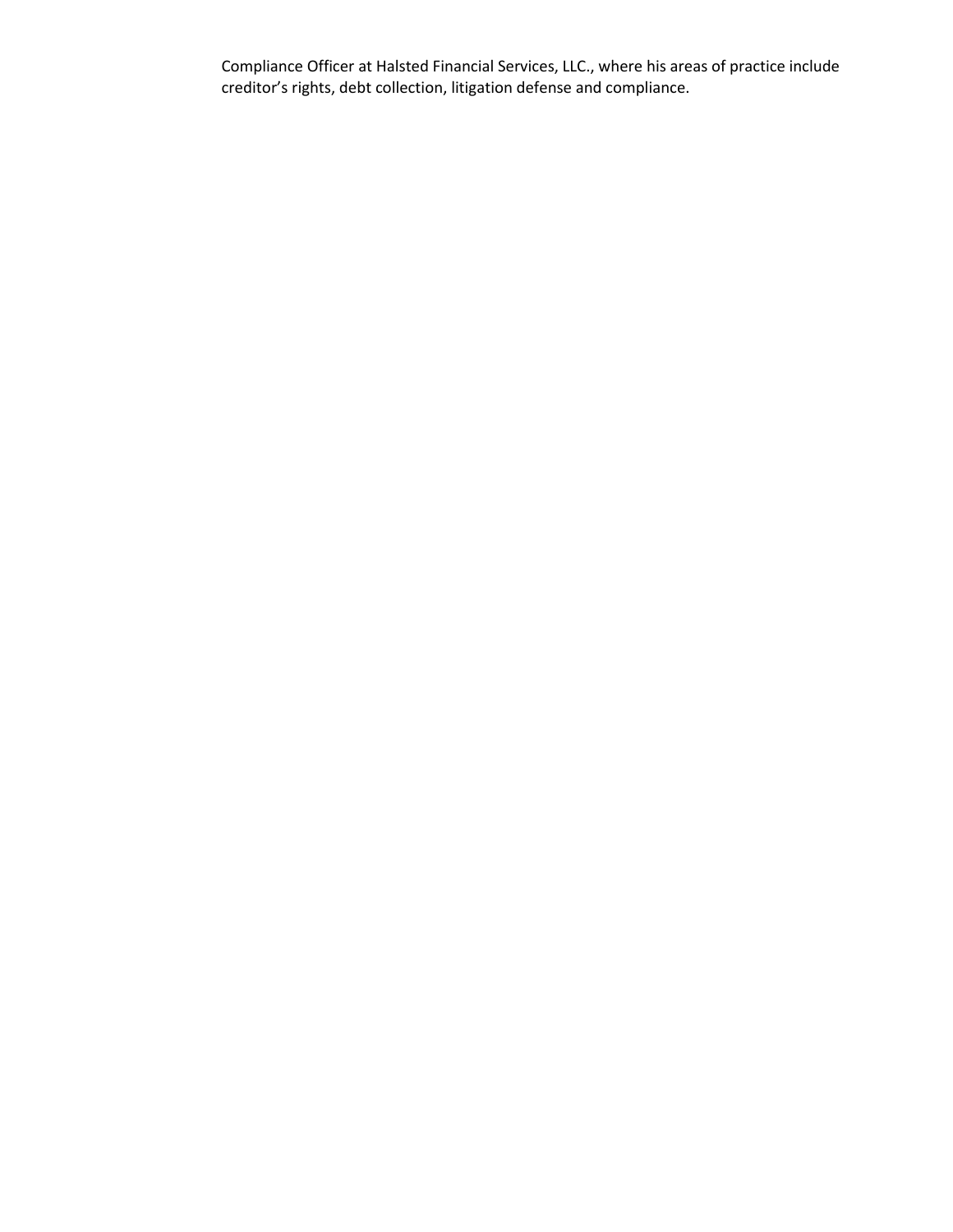Compliance Officer at Halsted Financial Services, LLC., where his areas of practice include creditor's rights, debt collection, litigation defense and compliance.